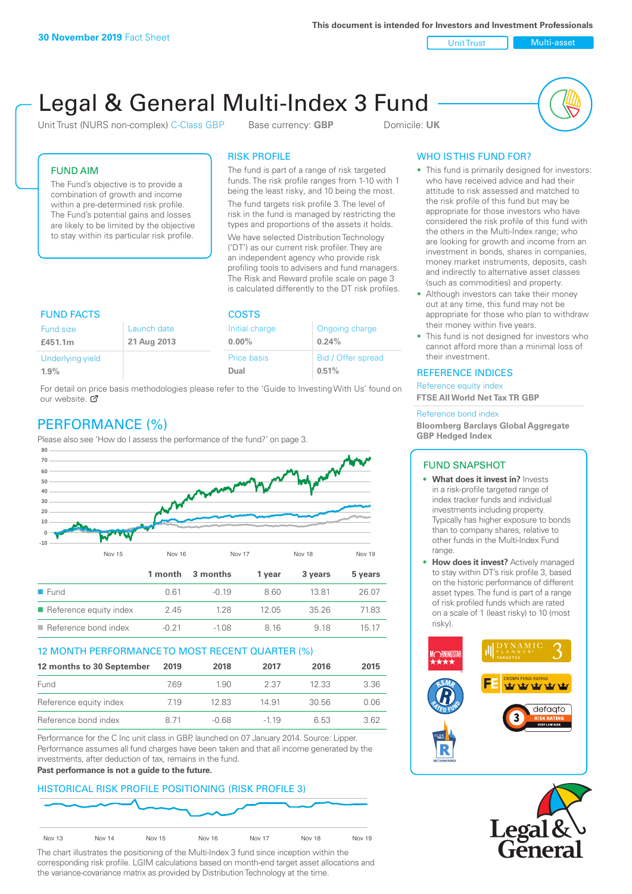**30 November 2019** Fact Sheet

This document is intended for Investors and Investment Professionals

Unit Trust | Multi-asset

# Legal & General Multi-Index 3 Fund

Unit Trust (NURS non-complex) C-Class GBP | Base currency: **GBP** | Domicile: **UK**

## FUND AIM

The Fund's objective is to provide a combination of growth and income within a pre-determined risk profile. The Fund's potential gains and losses are likely to be limited by the objective to stay within its particular risk profile.

## RISK PROFILE

The fund is part of a range of risk targeted funds. The risk profile ranges from 1-10 with 1 being the least risky, and 10 being the most.

The fund targets risk profile 3. The level of risk in the fund is managed by restricting the types and proportions of the assets it holds.

We have selected Distribution Technology ('DT') as our current risk profiler. They are an independent agency who provide risk profiling tools to advisers and fund managers. The Risk and Reward profile scale on page 3 is calculated differently to the DT risk profiles.

## WHO IS THIS FUND FOR?

- This fund is primarily designed for investors: who have received advice and had their attitude to risk assessed and matched to the risk profile of this fund but may be appropriate for those investors who have considered the risk profile of this fund with the others in the Multi-Index range; who are looking for growth and income from an investment in bonds, shares in companies, money market instruments, deposits, cash and indirectly to alternative asset classes (such as commodities) and property.
- Although investors can take their money out at any time, this fund may not be appropriate for those who plan to withdraw their money within five years.
- This fund is not designed for investors who cannot afford more than a minimal loss of their investment.

## FUND FACTS

| Fund size | Launch date |
|---|---|
| **£451.1m** | **21 Aug 2013** |
| Underlying yield | |
| **1.9%** | |

## COSTS

| Initial charge | Ongoing charge |
|---|---|
| **0.00%** | **0.24%** |
| Price basis | Bid / Offer spread |
| **Dual** | **0.51%** |

For detail on price basis methodologies please refer to the 'Guide to Investing With Us' found on our website.

## REFERENCE INDICES

Reference equity index
**FTSE All World Net Tax TR GBP**

Reference bond index
**Bloomberg Barclays Global Aggregate GBP Hedged Index**

## PERFORMANCE (%)

Please also see 'How do I assess the performance of the fund?' on page 3.

| | 1 month | 3 months | 1 year | 3 years | 5 years |
|---|---|---|---|---|---|
| Fund | 0.61 | -0.19 | 8.60 | 13.81 | 26.07 |
| Reference equity index | 2.45 | 1.28 | 12.05 | 35.26 | 71.83 |
| Reference bond index | -0.21 | -1.08 | 8.16 | 9.18 | 15.17 |

## 12 MONTH PERFORMANCE TO MOST RECENT QUARTER (%)

| 12 months to 30 September | 2019 | 2018 | 2017 | 2016 | 2015 |
|---|---|---|---|---|---|
| Fund | 7.69 | 1.90 | 2.37 | 12.33 | 3.36 |
| Reference equity index | 7.19 | 12.83 | 14.91 | 30.56 | 0.06 |
| Reference bond index | 8.71 | -0.68 | -1.19 | 6.53 | 3.62 |

Performance for the C Inc unit class in GBP, launched on 07 January 2014. Source: Lipper. Performance assumes all fund charges have been taken and that all income generated by the investments, after deduction of tax, remains in the fund.

**Past performance is not a guide to the future.**

## FUND SNAPSHOT

- **What does it invest in?** Invests in a risk-profile targeted range of index tracker funds and individual investments including property. Typically has higher exposure to bonds than to company shares, relative to other funds in the Multi-Index Fund range.
- **How does it invest?** Actively managed to stay within DT's risk profile 3, based on the historic performance of different asset types. The fund is part of a range of risk profiled funds which are rated on a scale of 1 (least risky) to 10 (most risky).

## HISTORICAL RISK PROFILE POSITIONING (RISK PROFILE 3)

The chart illustrates the positioning of the Multi-Index 3 fund since inception within the corresponding risk profile. LGIM calculations based on month-end target asset allocations and the variance-covariance matrix as provided by Distribution Technology at the time.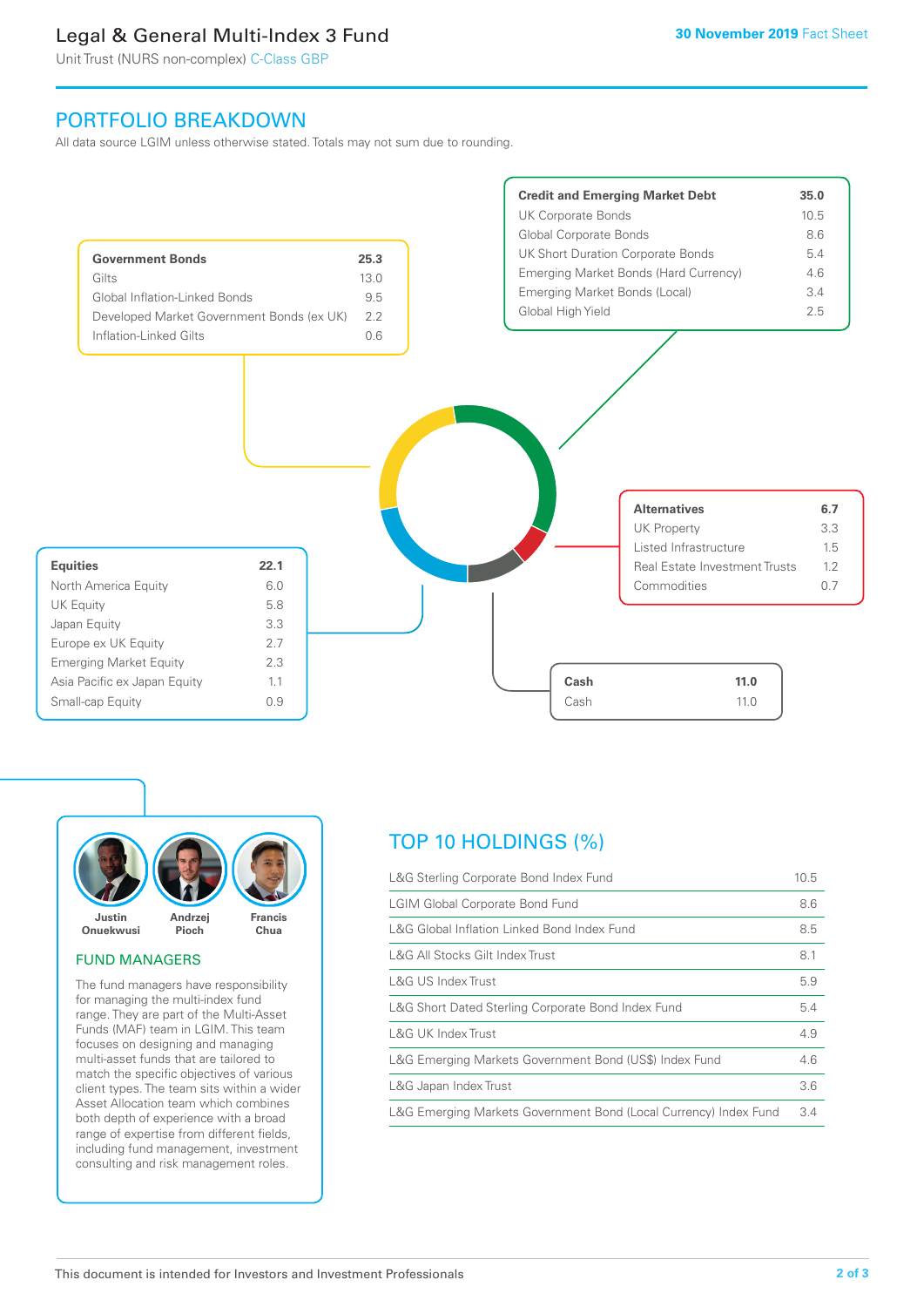## PORTFOLIO BREAKDOWN

All data source LGIM unless otherwise stated. Totals may not sum due to rounding.

| Government Bonds | 25.3 |
|---|---|
| Gilts | 13.0 |
| Global Inflation-Linked Bonds | 9.5 |
| Developed Market Government Bonds (ex UK) | 2.2 |
| Inflation-Linked Gilts | 0.6 |

| Credit and Emerging Market Debt | 35.0 |
|---|---|
| UK Corporate Bonds | 10.5 |
| Global Corporate Bonds | 8.6 |
| UK Short Duration Corporate Bonds | 5.4 |
| Emerging Market Bonds (Hard Currency) | 4.6 |
| Emerging Market Bonds (Local) | 3.4 |
| Global High Yield | 2.5 |

| Alternatives | 6.7 |
|---|---|
| UK Property | 3.3 |
| Listed Infrastructure | 1.5 |
| Real Estate Investment Trusts | 1.2 |
| Commodities | 0.7 |

| Equities | 22.1 |
|---|---|
| North America Equity | 6.0 |
| UK Equity | 5.8 |
| Japan Equity | 3.3 |
| Europe ex UK Equity | 2.7 |
| Emerging Market Equity | 2.3 |
| Asia Pacific ex Japan Equity | 1.1 |
| Small-cap Equity | 0.9 |

| Cash | 11.0 |
|---|---|
| Cash | 11.0 |

Justin Onuekwusi, Andrzej Pioch, Francis Chua

### FUND MANAGERS

The fund managers have responsibility for managing the multi-index fund range. They are part of the Multi-Asset Funds (MAF) team in LGIM. This team focuses on designing and managing multi-asset funds that are tailored to match the specific objectives of various client types. The team sits within a wider Asset Allocation team which combines both depth of experience with a broad range of expertise from different fields, including fund management, investment consulting and risk management roles.

## TOP 10 HOLDINGS (%)

| Holding | % |
|---|---|
| L&G Sterling Corporate Bond Index Fund | 10.5 |
| LGIM Global Corporate Bond Fund | 8.6 |
| L&G Global Inflation Linked Bond Index Fund | 8.5 |
| L&G All Stocks Gilt Index Trust | 8.1 |
| L&G US Index Trust | 5.9 |
| L&G Short Dated Sterling Corporate Bond Index Fund | 5.4 |
| L&G UK Index Trust | 4.9 |
| L&G Emerging Markets Government Bond (US$) Index Fund | 4.6 |
| L&G Japan Index Trust | 3.6 |
| L&G Emerging Markets Government Bond (Local Currency) Index Fund | 3.4 |

This document is intended for Investors and Investment Professionals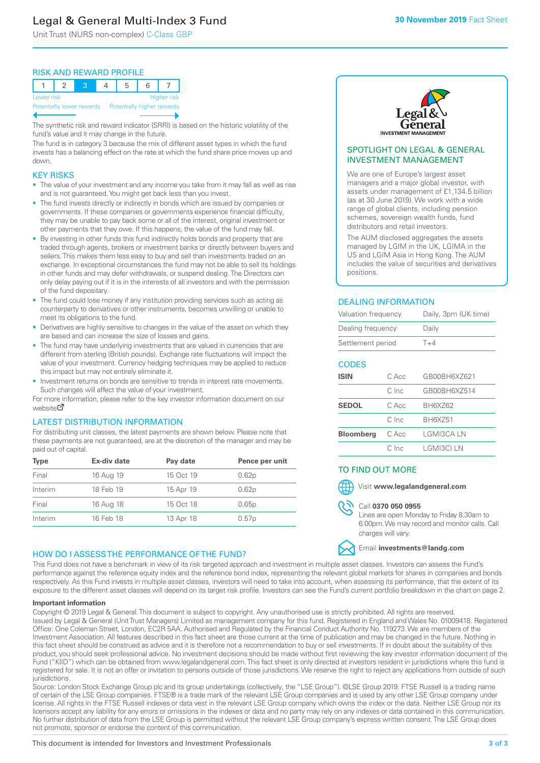# Legal & General Multi-Index 3 Fund

Unit Trust (NURS non-complex) C-Class GBP

**30 November 2019** Fact Sheet

## RISK AND REWARD PROFILE

| 1 | 2 | 3 | 4 | 5 | 6 | 7 |
|---|---|---|---|---|---|---|

Lower risk — Higher risk

Potentially lower rewards — Potentially higher rewards

The synthetic risk and reward indicator (SRRI) is based on the historic volatility of the fund's value and it may change in the future.

The fund is in category 3 because the mix of different asset types in which the fund invests has a balancing effect on the rate at which the fund share price moves up and down.

## KEY RISKS

- The value of your investment and any income you take from it may fall as well as rise and is not guaranteed. You might get back less than you invest.
- The fund invests directly or indirectly in bonds which are issued by companies or governments. If these companies or governments experience financial difficulty, they may be unable to pay back some or all of the interest, original investment or other payments that they owe. If this happens, the value of the fund may fall.
- By investing in other funds this fund indirectly holds bonds and property that are traded through agents, brokers or investment banks or directly between buyers and sellers. This makes them less easy to buy and sell than investments traded on an exchange. In exceptional circumstances the fund may not be able to sell its holdings in other funds and may defer withdrawals, or suspend dealing. The Directors can only delay paying out if it is in the interests of all investors and with the permission of the fund depositary.
- The fund could lose money if any institution providing services such as acting as counterparty to derivatives or other instruments, becomes unwilling or unable to meet its obligations to the fund.
- Derivatives are highly sensitive to changes in the value of the asset on which they are based and can increase the size of losses and gains.
- The fund may have underlying investments that are valued in currencies that are different from sterling (British pounds). Exchange rate fluctuations will impact the value of your investment. Currency hedging techniques may be applied to reduce this impact but may not entirely eliminate it.
- Investment returns on bonds are sensitive to trends in interest rate movements. Such changes will affect the value of your investment.

For more information, please refer to the key investor information document on our website

## LATEST DISTRIBUTION INFORMATION

For distributing unit classes, the latest payments are shown below. Please note that these payments are not guaranteed, are at the discretion of the manager and may be paid out of capital.

| Type | Ex-div date | Pay date | Pence per unit |
|---|---|---|---|
| Final | 16 Aug 19 | 15 Oct 19 | 0.62p |
| Interim | 18 Feb 19 | 15 Apr 19 | 0.62p |
| Final | 16 Aug 18 | 15 Oct 18 | 0.65p |
| Interim | 16 Feb 18 | 13 Apr 18 | 0.57p |

## SPOTLIGHT ON LEGAL & GENERAL INVESTMENT MANAGEMENT

We are one of Europe's largest asset managers and a major global investor, with assets under management of £1,134.5 billion (as at 30 June 2019). We work with a wide range of global clients, including pension schemes, sovereign wealth funds, fund distributors and retail investors.

The AUM disclosed aggregates the assets managed by LGIM in the UK, LGIMA in the US and LGIM Asia in Hong Kong. The AUM includes the value of securities and derivatives positions.

## DEALING INFORMATION

| | |
|---|---|
| Valuation frequency | Daily, 3pm (UK time) |
| Dealing frequency | Daily |
| Settlement period | T+4 |

## CODES

| | | |
|---|---|---|
| **ISIN** | C Acc | GB00BH6XZ621 |
| | C Inc | GB00BH6XZ514 |
| **SEDOL** | C Acc | BH6XZ62 |
| | C Inc | BH6XZ51 |
| **Bloomberg** | C Acc | LGMI3CA LN |
| | C Inc | LGMI3CI LN |

## TO FIND OUT MORE

Visit **www.legalandgeneral.com**

Call **0370 050 0955**
Lines are open Monday to Friday 8.30am to 6.00pm. We may record and monitor calls. Call charges will vary.

Email **investments@landg.com**

## HOW DO I ASSESS THE PERFORMANCE OF THE FUND?

This Fund does not have a benchmark in view of its risk targeted approach and investment in multiple asset classes. Investors can assess the Fund's performance against the reference equity index and the reference bond index, representing the relevant global markets for shares in companies and bonds respectively. As this Fund invests in multiple asset classes, investors will need to take into account, when assessing its performance, that the extent of its exposure to the different asset classes will depend on its target risk profile. Investors can see the Fund's current portfolio breakdown in the chart on page 2.

**Important information**

Copyright © 2019 Legal & General. This document is subject to copyright. Any unauthorised use is strictly prohibited. All rights are reserved.

Issued by Legal & General (Unit Trust Managers) Limited as management company for this fund. Registered in England and Wales No. 01009418. Registered Office: One Coleman Street, London, EC2R 5AA. Authorised and Regulated by the Financial Conduct Authority No. 119273. We are members of the Investment Association. All features described in this fact sheet are those current at the time of publication and may be changed in the future. Nothing in this fact sheet should be construed as advice and it is therefore not a recommendation to buy or sell investments. If in doubt about the suitability of this product, you should seek professional advice. No investment decisions should be made without first reviewing the key investor information document of the Fund ("KIID") which can be obtained from www.legalandgeneral.com. This fact sheet is only directed at investors resident in jurisdictions where this fund is registered for sale. It is not an offer or invitation to persons outside of those jurisdictions. We reserve the right to reject any applications from outside of such jurisdictions.

Source: London Stock Exchange Group plc and its group undertakings (collectively, the "LSE Group"). ©LSE Group 2019. FTSE Russell is a trading name of certain of the LSE Group companies. FTSE® is a trade mark of the relevant LSE Group companies and is used by any other LSE Group company under license. All rights in the FTSE Russell indexes or data vest in the relevant LSE Group company which owns the index or the data. Neither LSE Group nor its licensors accept any liability for any errors or omissions in the indexes or data and no party may rely on any indexes or data contained in this communication. No further distribution of data from the LSE Group is permitted without the relevant LSE Group company's express written consent. The LSE Group does not promote, sponsor or endorse the content of this communication.

This document is intended for Investors and Investment Professionals